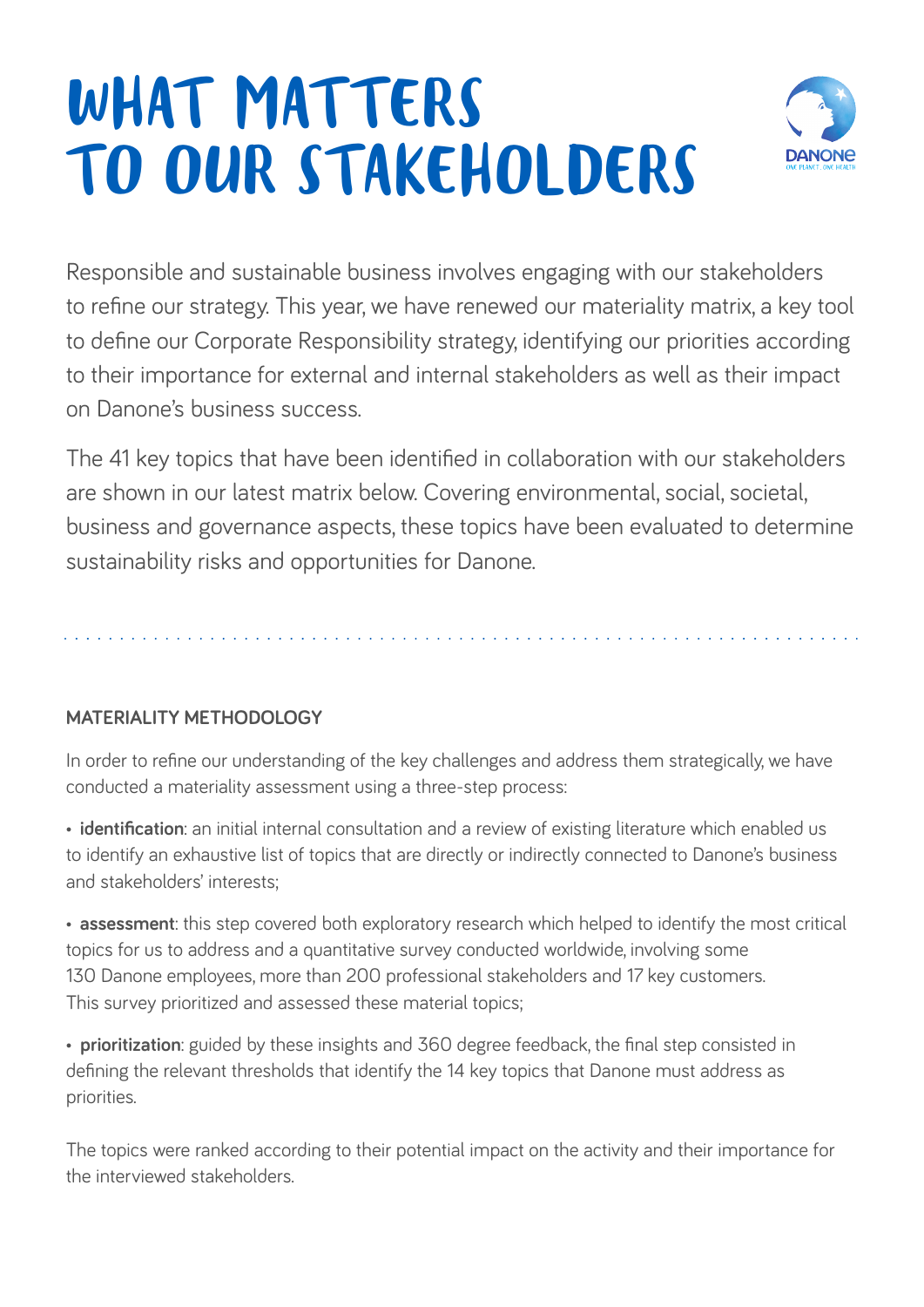# WHAT MATTERS TO OUR STAKEHOLDERS

Responsible and sustainable business involves engaging with our stakeholders to refine our strategy. This year, we have renewed our materiality matrix, a key tool to define our Corporate Responsibility strategy, identifying our priorities according to their importance for external and internal stakeholders as well as their impact on Danone's business success.

The 41 key topics that have been identified in collaboration with our stakeholders are shown in our latest matrix below. Covering environmental, social, societal, business and governance aspects, these topics have been evaluated to determine sustainability risks and opportunities for Danone.

## MATERIALITY METHODOLOGY

In order to refine our understanding of the key challenges and address them strategically, we have conducted a materiality assessment using a three-step process:

- **identification**: an initial internal consultation and a review of existing literature which enabled us to identify an exhaustive list of topics that are directly or indirectly connected to Danone's business and stakeholders' interests;
- **assessment**: this step covered both exploratory research which helped to identify the most critical topics for us to address and a quantitative survey conducted worldwide, involving some 130 Danone employees, more than 200 professional stakeholders and 17 key customers. This survey prioritized and assessed these material topics;
- **prioritization**: guided by these insights and 360 degree feedback, the final step consisted in defining the relevant thresholds that identify the 14 key topics that Danone must address as priorities.

The topics were ranked according to their potential impact on the activity and their importance for the interviewed stakeholders.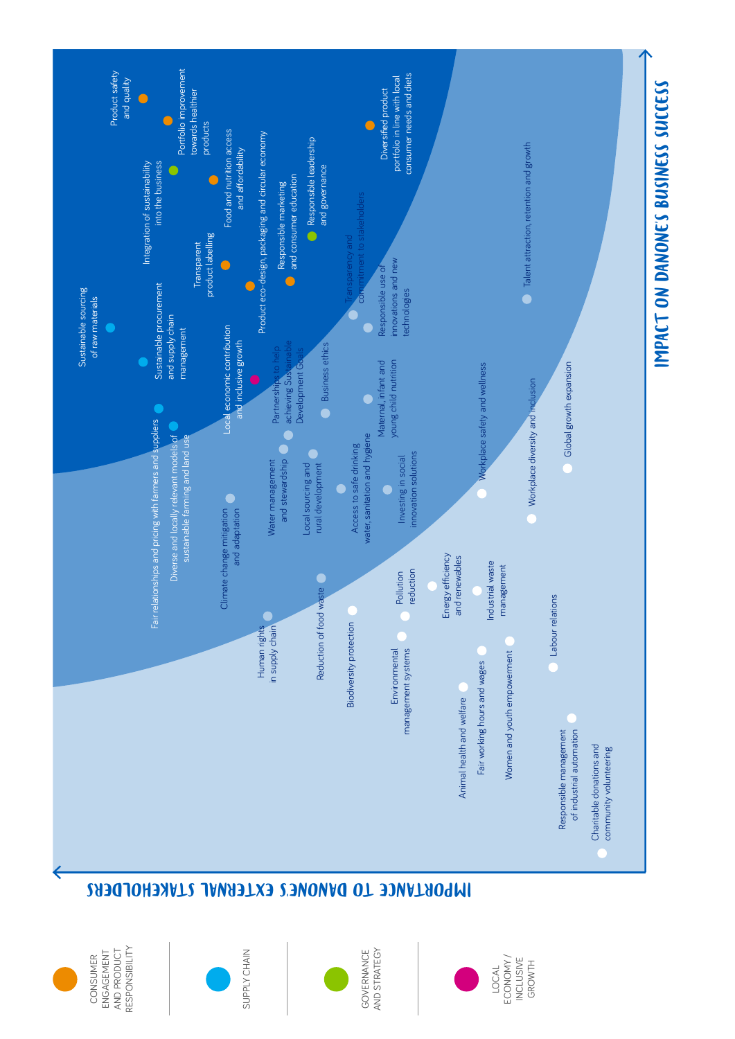IMPACT ON DANONE'S BUSINESS SUCCESS

IMPORTANCE TO DANONE'S EXTERNAL STAKEHOLDERS

- Product safety and quality
- Portfolio improvement towards healthier products
- Diversified product portfolio in line with local consumer needs and diets
- Integration of sustainability into the business
- Food and nutrition access and affordability
- Product eco-design, packaging and circular economy
- Responsible leadership and governance
- Responsible marketing and consumer education
- Transparent product labelling
- Transparency and commitment to stakeholders
- Responsible use of innovations and new technologies
- Talent attraction, retention and growth
- Sustainable sourcing of raw materials
- Sustainable procurement and supply chain management
- Local economic contribution and inclusive growth
- Partnerships to help achieving Sustainable Development Goals
- Business ethics
- Maternal, infant and young child nutrition
- Workplace safety and wellness
- Fair relationships and pricing with farmers and suppliers
- Diverse and locally relevant models of sustainable farming and land use
- Climate change mitigation and adaptation
- Water management and stewardship
- Local sourcing and rural development
- Access to safe drinking water, sanitation and hygiene
- Investing in social innovation solutions
- Workplace diversity and inclusion
- Global growth expansion
- Human rights in supply chain
- Reduction of food waste
- Biodiversity protection
- Pollution reduction
- Energy efficiency and renewables
- Environmental management systems
- Industrial waste management
- Animal health and welfare
- Fair working hours and wages
- Women and youth empowerment
- Labour relations
- Responsible management of industrial automation
- Charitable donations and community volunteering

Legend:

- CONSUMER ENGAGEMENT AND PRODUCT RESPONSIBILITY
- SUPPLY CHAIN
- GOVERNANCE AND STRATEGY
- LOCAL ECONOMY / INCLUSIVE GROWTH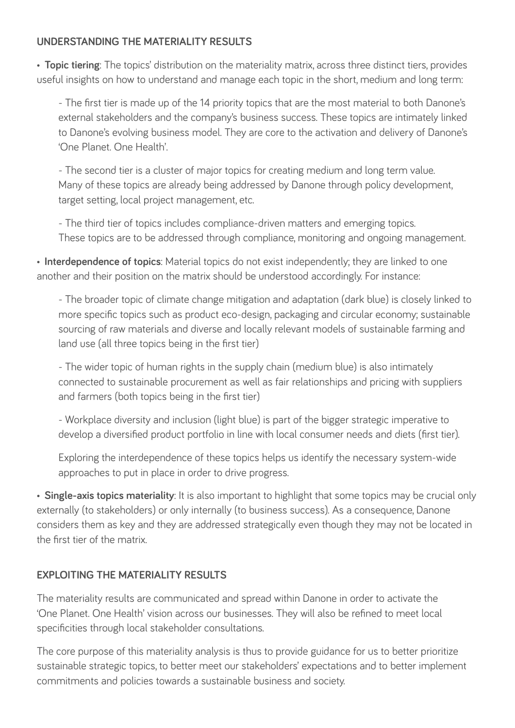## UNDERSTANDING THE MATERIALITY RESULTS

- **Topic tiering**: The topics' distribution on the materiality matrix, across three distinct tiers, provides useful insights on how to understand and manage each topic in the short, medium and long term:

  - The first tier is made up of the 14 priority topics that are the most material to both Danone's external stakeholders and the company's business success. These topics are intimately linked to Danone's evolving business model. They are core to the activation and delivery of Danone's 'One Planet. One Health'.

  - The second tier is a cluster of major topics for creating medium and long term value. Many of these topics are already being addressed by Danone through policy development, target setting, local project management, etc.

  - The third tier of topics includes compliance-driven matters and emerging topics. These topics are to be addressed through compliance, monitoring and ongoing management.

- **Interdependence of topics**: Material topics do not exist independently; they are linked to one another and their position on the matrix should be understood accordingly. For instance:

  - The broader topic of climate change mitigation and adaptation (dark blue) is closely linked to more specific topics such as product eco-design, packaging and circular economy; sustainable sourcing of raw materials and diverse and locally relevant models of sustainable farming and land use (all three topics being in the first tier)

  - The wider topic of human rights in the supply chain (medium blue) is also intimately connected to sustainable procurement as well as fair relationships and pricing with suppliers and farmers (both topics being in the first tier)

  - Workplace diversity and inclusion (light blue) is part of the bigger strategic imperative to develop a diversified product portfolio in line with local consumer needs and diets (first tier).

  Exploring the interdependence of these topics helps us identify the necessary system-wide approaches to put in place in order to drive progress.

- **Single-axis topics materiality**: It is also important to highlight that some topics may be crucial only externally (to stakeholders) or only internally (to business success). As a consequence, Danone considers them as key and they are addressed strategically even though they may not be located in the first tier of the matrix.

## EXPLOITING THE MATERIALITY RESULTS

The materiality results are communicated and spread within Danone in order to activate the 'One Planet. One Health' vision across our businesses. They will also be refined to meet local specificities through local stakeholder consultations.

The core purpose of this materiality analysis is thus to provide guidance for us to better prioritize sustainable strategic topics, to better meet our stakeholders' expectations and to better implement commitments and policies towards a sustainable business and society.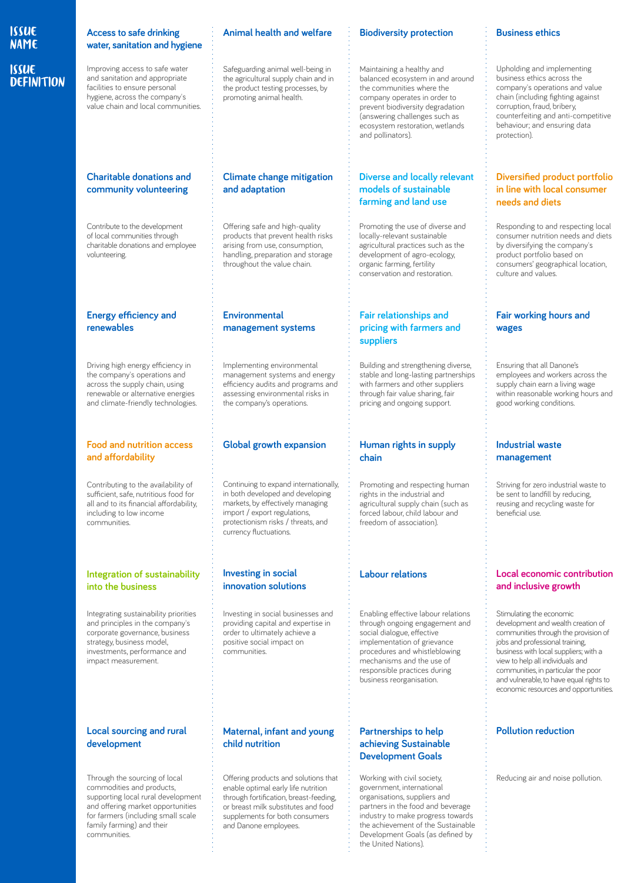| ISSUE NAME / ISSUE DEFINITION | | | | |
|---|---|---|---|---|
| **Issue name** | **Access to safe drinking water, sanitation and hygiene** | **Animal health and welfare** | **Biodiversity protection** | **Business ethics** |
| **Issue definition** | Improving access to safe water and sanitation and appropriate facilities to ensure personal hygiene, across the company's value chain and local communities. | Safeguarding animal well-being in the agricultural supply chain and in the product testing processes, by promoting animal health. | Maintaining a healthy and balanced ecosystem in and around the communities where the company operates in order to prevent biodiversity degradation (answering challenges such as ecosystem restoration, wetlands and pollinators). | Upholding and implementing business ethics across the company's operations and value chain (including fighting against corruption, fraud, bribery, counterfeiting and anti-competitive behaviour; and ensuring data protection). |
| **Issue name** | **Charitable donations and community volunteering** | **Climate change mitigation and adaptation** | **Diverse and locally relevant models of sustainable farming and land use** | **Diversified product portfolio in line with local consumer needs and diets** |
| **Issue definition** | Contribute to the development of local communities through charitable donations and employee volunteering. | Offering safe and high-quality products that prevent health risks arising from use, consumption, handling, preparation and storage throughout the value chain. | Promoting the use of diverse and locally-relevant sustainable agricultural practices such as the development of agro-ecology, organic farming, fertility conservation and restoration. | Responding to and respecting local consumer nutrition needs and diets by diversifying the company's product portfolio based on consumers' geographical location, culture and values. |
| **Issue name** | **Energy efficiency and renewables** | **Environmental management systems** | **Fair relationships and pricing with farmers and suppliers** | **Fair working hours and wages** |
| **Issue definition** | Driving high energy efficiency in the company's operations and across the supply chain, using renewable or alternative energies and climate-friendly technologies. | Implementing environmental management systems and energy efficiency audits and programs and assessing environmental risks in the company's operations. | Building and strengthening diverse, stable and long-lasting partnerships with farmers and other suppliers through fair value sharing, fair pricing and ongoing support. | Ensuring that all Danone's employees and workers across the supply chain earn a living wage within reasonable working hours and good working conditions. |
| **Issue name** | **Food and nutrition access and affordability** | **Global growth expansion** | **Human rights in supply chain** | **Industrial waste management** |
| **Issue definition** | Contributing to the availability of sufficient, safe, nutritious food for all and to its financial affordability, including to low income communities. | Continuing to expand internationally, in both developed and developing markets, by effectively managing import / export regulations, protectionism risks / threats, and currency fluctuations. | Promoting and respecting human rights in the industrial and agricultural supply chain (such as forced labour, child labour and freedom of association). | Striving for zero industrial waste to be sent to landfill by reducing, reusing and recycling waste for beneficial use. |
| **Issue name** | **Integration of sustainability into the business** | **Investing in social innovation solutions** | **Labour relations** | **Local economic contribution and inclusive growth** |
| **Issue definition** | Integrating sustainability priorities and principles in the company's corporate governance, business strategy, business model, investments, performance and impact measurement. | Investing in social businesses and providing capital and expertise in order to ultimately achieve a positive social impact on communities. | Enabling effective labour relations through ongoing engagement and social dialogue, effective implementation of grievance procedures and whistleblowing mechanisms and the use of responsible practices during business reorganisation. | Stimulating the economic development and wealth creation of communities through the provision of jobs and professional training, business with local suppliers; with a view to help all individuals and communities, in particular the poor and vulnerable, to have equal rights to economic resources and opportunities. |
| **Issue name** | **Local sourcing and rural development** | **Maternal, infant and young child nutrition** | **Partnerships to help achieving Sustainable Development Goals** | **Pollution reduction** |
| **Issue definition** | Through the sourcing of local commodities and products, supporting local rural development and offering market opportunities for farmers (including small scale family farming) and their communities. | Offering products and solutions that enable optimal early life nutrition through fortification, breast-feeding, or breast milk substitutes and food supplements for both consumers and Danone employees. | Working with civil society, government, international organisations, suppliers and partners in the food and beverage industry to make progress towards the achievement of the Sustainable Development Goals (as defined by the United Nations). | Reducing air and noise pollution. |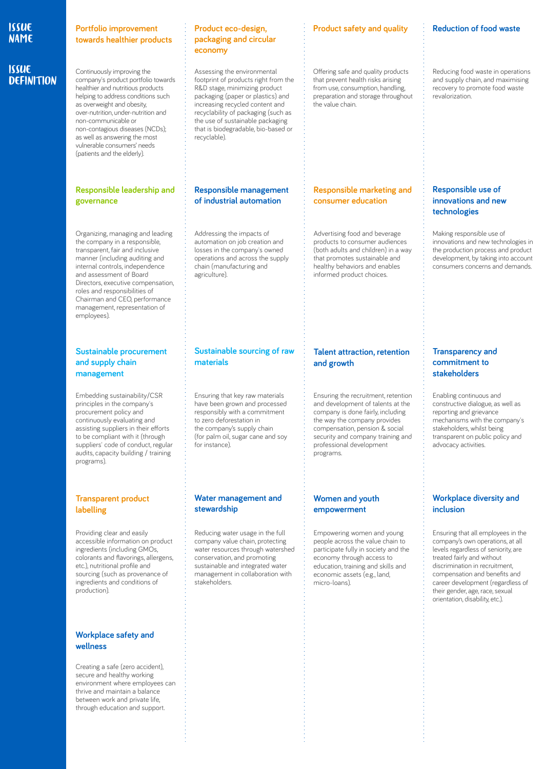**ISSUE NAME**

**ISSUE DEFINITION**

### Portfolio improvement towards healthier products

Continuously improving the company's product portfolio towards healthier and nutritious products helping to address conditions such as overweight and obesity, over-nutrition, under-nutrition and non-communicable or non-contagious diseases (NCDs); as well as answering the most vulnerable consumers' needs (patients and the elderly).

### Product eco-design, packaging and circular economy

Assessing the environmental footprint of products right from the R&D stage, minimizing product packaging (paper or plastics) and increasing recycled content and recyclability of packaging (such as the use of sustainable packaging that is biodegradable, bio-based or recyclable).

### Product safety and quality

Offering safe and quality products that prevent health risks arising from use, consumption, handling, preparation and storage throughout the value chain.

### Reduction of food waste

Reducing food waste in operations and supply chain, and maximising recovery to promote food waste revalorization.

### Responsible leadership and governance

Organizing, managing and leading the company in a responsible, transparent, fair and inclusive manner (including auditing and internal controls, independence and assessment of Board Directors, executive compensation, roles and responsibilities of Chairman and CEO, performance management, representation of employees).

### Responsible management of industrial automation

Addressing the impacts of automation on job creation and losses in the company's owned operations and across the supply chain (manufacturing and agriculture).

### Responsible marketing and consumer education

Advertising food and beverage products to consumer audiences (both adults and children) in a way that promotes sustainable and healthy behaviors and enables informed product choices.

### Responsible use of innovations and new technologies

Making responsible use of innovations and new technologies in the production process and product development, by taking into account consumers concerns and demands.

### Sustainable procurement and supply chain management

Embedding sustainability/CSR principles in the company's procurement policy and continuously evaluating and assisting suppliers in their efforts to be compliant with it (through suppliers' code of conduct, regular audits, capacity building / training programs).

### Sustainable sourcing of raw materials

Ensuring that key raw materials have been grown and processed responsibly with a commitment to zero deforestation in the company's supply chain (for palm oil, sugar cane and soy for instance).

### Talent attraction, retention and growth

Ensuring the recruitment, retention and development of talents at the company is done fairly, including the way the company provides compensation, pension & social security and company training and professional development programs.

### Transparency and commitment to stakeholders

Enabling continuous and constructive dialogue, as well as reporting and grievance mechanisms with the company's stakeholders, whilst being transparent on public policy and advocacy activities.

### Transparent product labelling

Providing clear and easily accessible information on product ingredients (including GMOs, colorants and flavorings, allergens, etc.), nutritional profile and sourcing (such as provenance of ingredients and conditions of production).

### Water management and stewardship

Reducing water usage in the full company value chain, protecting water resources through watershed conservation, and promoting sustainable and integrated water management in collaboration with stakeholders.

### Women and youth empowerment

Empowering women and young people across the value chain to participate fully in society and the economy through access to education, training and skills and economic assets (e.g., land, micro-loans).

### Workplace diversity and inclusion

Ensuring that all employees in the company's own operations, at all levels regardless of seniority, are treated fairly and without discrimination in recruitment, compensation and benefits and career development (regardless of their gender, age, race, sexual orientation, disability, etc.).

### Workplace safety and wellness

Creating a safe (zero accident), secure and healthy working environment where employees can thrive and maintain a balance between work and private life, through education and support.